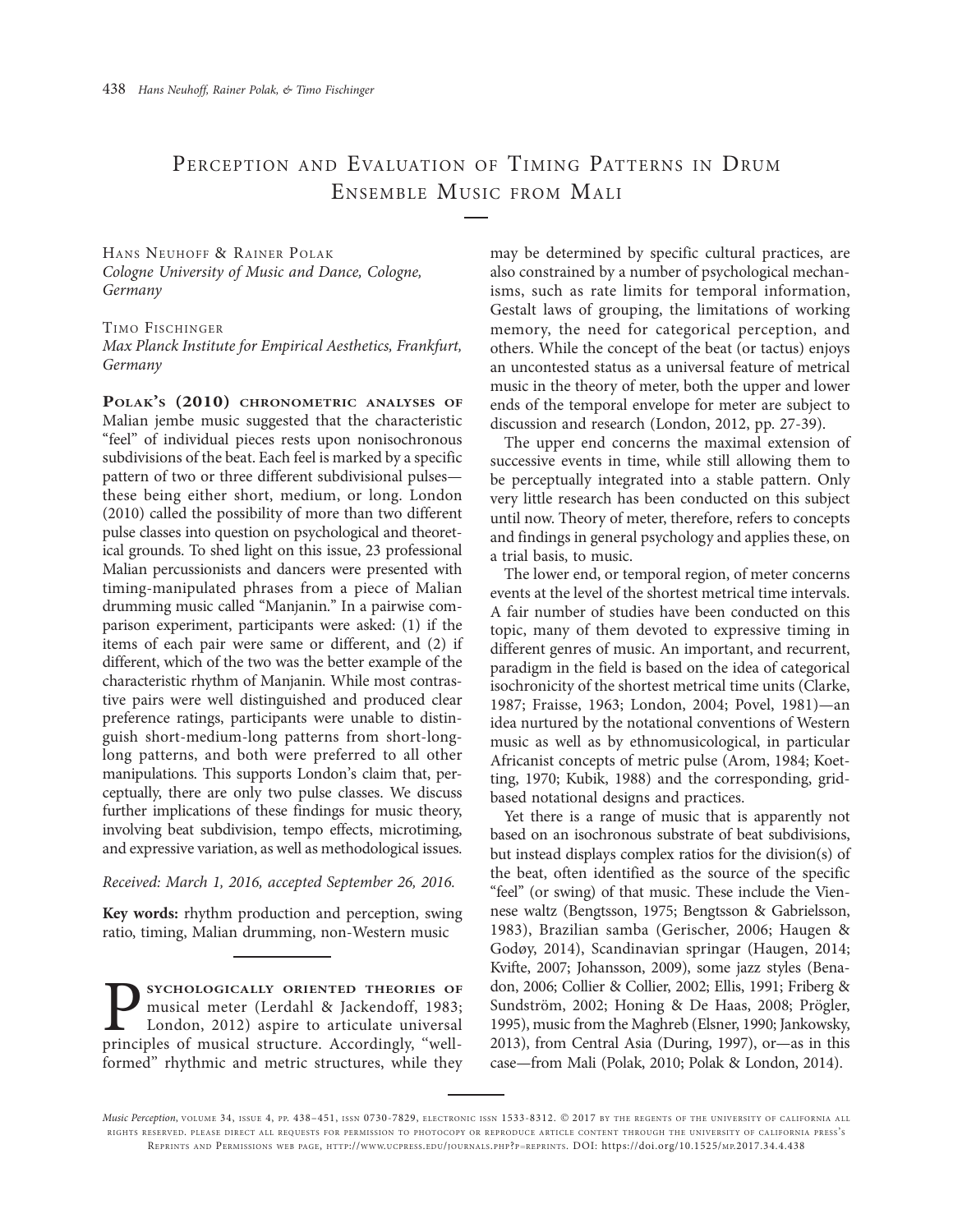# Perception and Evaluation of Timing Patterns in Drum Ensemble Music from Mali

Hans Neuhoff & Rainer Polak
*Cologne University of Music and Dance, Cologne, Germany*

Timo Fischinger
*Max Planck Institute for Empirical Aesthetics, Frankfurt, Germany*

**Polak's (2010) chronometric analyses of** Malian jembe music suggested that the characteristic "feel" of individual pieces rests upon nonisochronous subdivisions of the beat. Each feel is marked by a specific pattern of two or three different subdivisional pulses—these being either short, medium, or long. London (2010) called the possibility of more than two different pulse classes into question on psychological and theoretical grounds. To shed light on this issue, 23 professional Malian percussionists and dancers were presented with timing-manipulated phrases from a piece of Malian drumming music called "Manjanin." In a pairwise comparison experiment, participants were asked: (1) if the items of each pair were same or different, and (2) if different, which of the two was the better example of the characteristic rhythm of Manjanin. While most contrastive pairs were well distinguished and produced clear preference ratings, participants were unable to distinguish short-medium-long patterns from short-long-long patterns, and both were preferred to all other manipulations. This supports London's claim that, perceptually, there are only two pulse classes. We discuss further implications of these findings for music theory, involving beat subdivision, tempo effects, microtiming, and expressive variation, as well as methodological issues.

*Received: March 1, 2016, accepted September 26, 2016.*

**Key words:** rhythm production and perception, swing ratio, timing, Malian drumming, non-Western music

Psychologically oriented theories of musical meter (Lerdahl & Jackendoff, 1983; London, 2012) aspire to articulate universal principles of musical structure. Accordingly, "well-formed" rhythmic and metric structures, while they may be determined by specific cultural practices, are also constrained by a number of psychological mechanisms, such as rate limits for temporal information, Gestalt laws of grouping, the limitations of working memory, the need for categorical perception, and others. While the concept of the beat (or tactus) enjoys an uncontested status as a universal feature of metrical music in the theory of meter, both the upper and lower ends of the temporal envelope for meter are subject to discussion and research (London, 2012, pp. 27-39).

The upper end concerns the maximal extension of successive events in time, while still allowing them to be perceptually integrated into a stable pattern. Only very little research has been conducted on this subject until now. Theory of meter, therefore, refers to concepts and findings in general psychology and applies these, on a trial basis, to music.

The lower end, or temporal region, of meter concerns events at the level of the shortest metrical time intervals. A fair number of studies have been conducted on this topic, many of them devoted to expressive timing in different genres of music. An important, and recurrent, paradigm in the field is based on the idea of categorical isochronicity of the shortest metrical time units (Clarke, 1987; Fraisse, 1963; London, 2004; Povel, 1981)—an idea nurtured by the notational conventions of Western music as well as by ethnomusicological, in particular Africanist concepts of metric pulse (Arom, 1984; Koetting, 1970; Kubik, 1988) and the corresponding, grid-based notational designs and practices.

Yet there is a range of music that is apparently not based on an isochronous substrate of beat subdivisions, but instead displays complex ratios for the division(s) of the beat, often identified as the source of the specific "feel" (or swing) of that music. These include the Viennese waltz (Bengtsson, 1975; Bengtsson & Gabrielsson, 1983), Brazilian samba (Gerischer, 2006; Haugen & Godøy, 2014), Scandinavian springar (Haugen, 2014; Kvifte, 2007; Johansson, 2009), some jazz styles (Benadon, 2006; Collier & Collier, 2002; Ellis, 1991; Friberg & Sundström, 2002; Honing & De Haas, 2008; Prögler, 1995), music from the Maghreb (Elsner, 1990; Jankowsky, 2013), from Central Asia (During, 1997), or—as in this case—from Mali (Polak, 2010; Polak & London, 2014).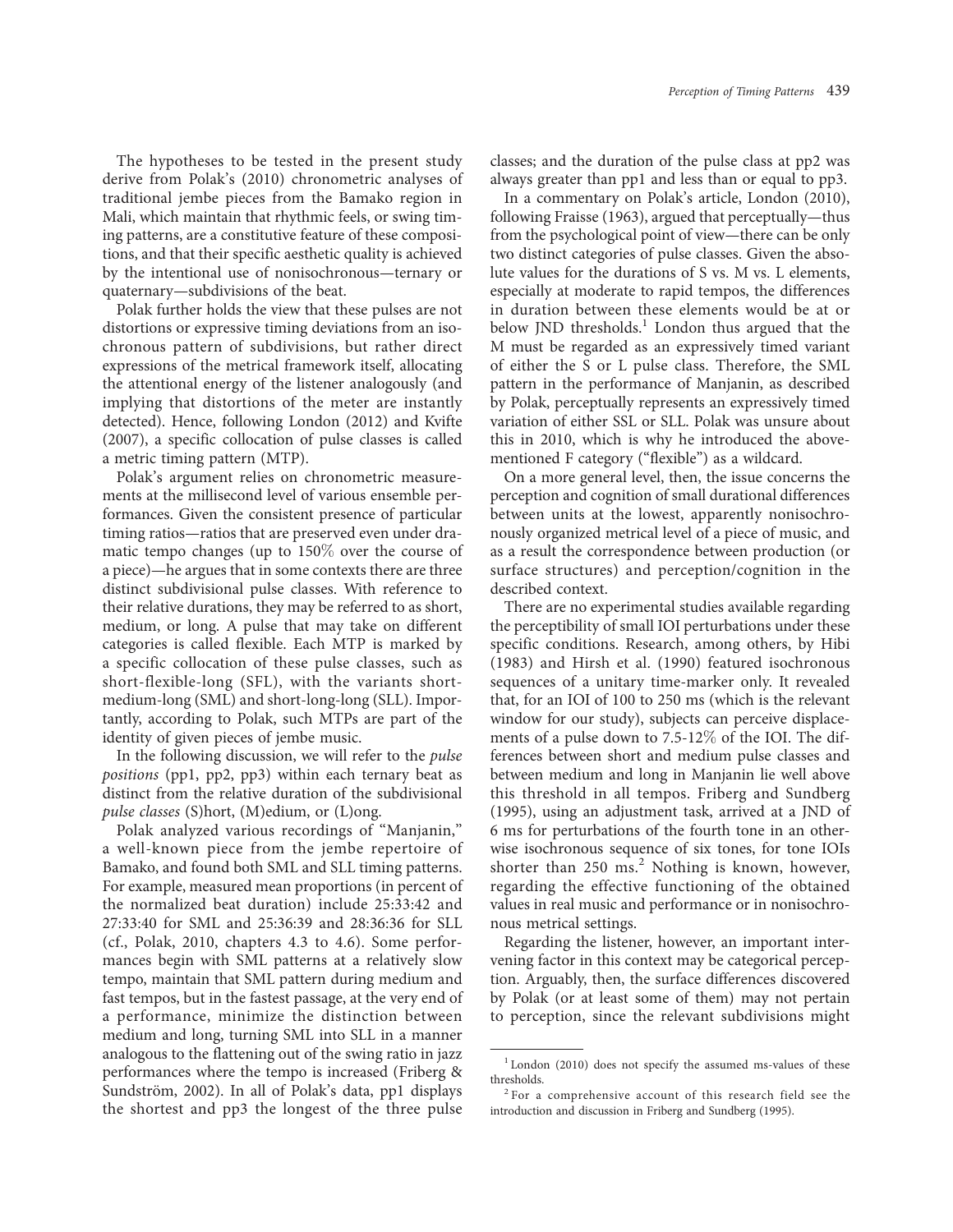The hypotheses to be tested in the present study derive from Polak's (2010) chronometric analyses of traditional jembe pieces from the Bamako region in Mali, which maintain that rhythmic feels, or swing timing patterns, are a constitutive feature of these compositions, and that their specific aesthetic quality is achieved by the intentional use of nonisochronous—ternary or quaternary—subdivisions of the beat.

Polak further holds the view that these pulses are not distortions or expressive timing deviations from an isochronous pattern of subdivisions, but rather direct expressions of the metrical framework itself, allocating the attentional energy of the listener analogously (and implying that distortions of the meter are instantly detected). Hence, following London (2012) and Kvifte (2007), a specific collocation of pulse classes is called a metric timing pattern (MTP).

Polak's argument relies on chronometric measurements at the millisecond level of various ensemble performances. Given the consistent presence of particular timing ratios—ratios that are preserved even under dramatic tempo changes (up to 150% over the course of a piece)—he argues that in some contexts there are three distinct subdivisional pulse classes. With reference to their relative durations, they may be referred to as short, medium, or long. A pulse that may take on different categories is called flexible. Each MTP is marked by a specific collocation of these pulse classes, such as short-flexible-long (SFL), with the variants short-medium-long (SML) and short-long-long (SLL). Importantly, according to Polak, such MTPs are part of the identity of given pieces of jembe music.

In the following discussion, we will refer to the *pulse positions* (pp1, pp2, pp3) within each ternary beat as distinct from the relative duration of the subdivisional *pulse classes* (S)hort, (M)edium, or (L)ong.

Polak analyzed various recordings of "Manjanin," a well-known piece from the jembe repertoire of Bamako, and found both SML and SLL timing patterns. For example, measured mean proportions (in percent of the normalized beat duration) include 25:33:42 and 27:33:40 for SML and 25:36:39 and 28:36:36 for SLL (cf., Polak, 2010, chapters 4.3 to 4.6). Some performances begin with SML patterns at a relatively slow tempo, maintain that SML pattern during medium and fast tempos, but in the fastest passage, at the very end of a performance, minimize the distinction between medium and long, turning SML into SLL in a manner analogous to the flattening out of the swing ratio in jazz performances where the tempo is increased (Friberg & Sundström, 2002). In all of Polak's data, pp1 displays the shortest and pp3 the longest of the three pulse classes; and the duration of the pulse class at pp2 was always greater than pp1 and less than or equal to pp3.

In a commentary on Polak's article, London (2010), following Fraisse (1963), argued that perceptually—thus from the psychological point of view—there can be only two distinct categories of pulse classes. Given the absolute values for the durations of S vs. M vs. L elements, especially at moderate to rapid tempos, the differences in duration between these elements would be at or below JND thresholds.[1] London thus argued that the M must be regarded as an expressively timed variant of either the S or L pulse class. Therefore, the SML pattern in the performance of Manjanin, as described by Polak, perceptually represents an expressively timed variation of either SSL or SLL. Polak was unsure about this in 2010, which is why he introduced the above-mentioned F category ("flexible") as a wildcard.

On a more general level, then, the issue concerns the perception and cognition of small durational differences between units at the lowest, apparently nonisochronously organized metrical level of a piece of music, and as a result the correspondence between production (or surface structures) and perception/cognition in the described context.

There are no experimental studies available regarding the perceptibility of small IOI perturbations under these specific conditions. Research, among others, by Hibi (1983) and Hirsh et al. (1990) featured isochronous sequences of a unitary time-marker only. It revealed that, for an IOI of 100 to 250 ms (which is the relevant window for our study), subjects can perceive displacements of a pulse down to 7.5-12% of the IOI. The differences between short and medium pulse classes and between medium and long in Manjanin lie well above this threshold in all tempos. Friberg and Sundberg (1995), using an adjustment task, arrived at a JND of 6 ms for perturbations of the fourth tone in an otherwise isochronous sequence of six tones, for tone IOIs shorter than 250 ms.[2] Nothing is known, however, regarding the effective functioning of the obtained values in real music and performance or in nonisochronous metrical settings.

Regarding the listener, however, an important intervening factor in this context may be categorical perception. Arguably, then, the surface differences discovered by Polak (or at least some of them) may not pertain to perception, since the relevant subdivisions might

---

[1] London (2010) does not specify the assumed ms-values of these thresholds.

[2] For a comprehensive account of this research field see the introduction and discussion in Friberg and Sundberg (1995).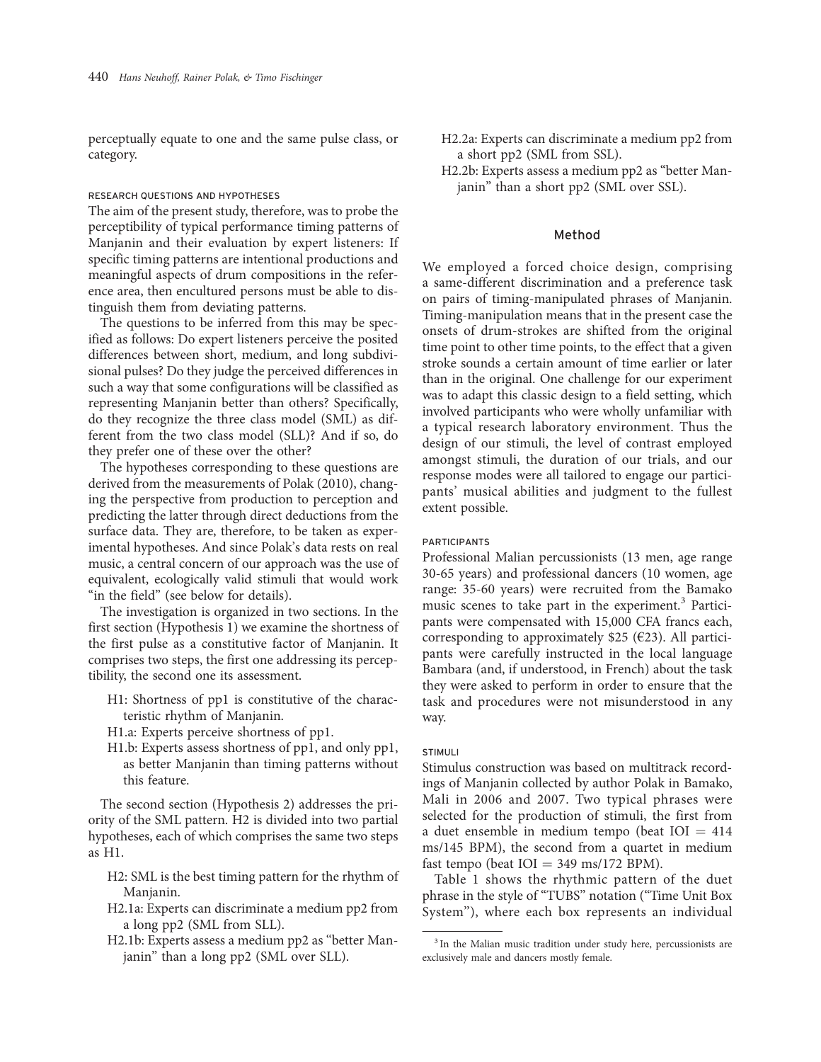perceptually equate to one and the same pulse class, or category.

### RESEARCH QUESTIONS AND HYPOTHESES

The aim of the present study, therefore, was to probe the perceptibility of typical performance timing patterns of Manjanin and their evaluation by expert listeners: If specific timing patterns are intentional productions and meaningful aspects of drum compositions in the reference area, then encultured persons must be able to distinguish them from deviating patterns.

The questions to be inferred from this may be specified as follows: Do expert listeners perceive the posited differences between short, medium, and long subdivisional pulses? Do they judge the perceived differences in such a way that some configurations will be classified as representing Manjanin better than others? Specifically, do they recognize the three class model (SML) as different from the two class model (SLL)? And if so, do they prefer one of these over the other?

The hypotheses corresponding to these questions are derived from the measurements of Polak (2010), changing the perspective from production to perception and predicting the latter through direct deductions from the surface data. They are, therefore, to be taken as experimental hypotheses. And since Polak's data rests on real music, a central concern of our approach was the use of equivalent, ecologically valid stimuli that would work "in the field" (see below for details).

The investigation is organized in two sections. In the first section (Hypothesis 1) we examine the shortness of the first pulse as a constitutive factor of Manjanin. It comprises two steps, the first one addressing its perceptibility, the second one its assessment.

- H1: Shortness of pp1 is constitutive of the characteristic rhythm of Manjanin.
- H1.a: Experts perceive shortness of pp1.
- H1.b: Experts assess shortness of pp1, and only pp1, as better Manjanin than timing patterns without this feature.

The second section (Hypothesis 2) addresses the priority of the SML pattern. H2 is divided into two partial hypotheses, each of which comprises the same two steps as H1.

- H2: SML is the best timing pattern for the rhythm of Manjanin.
- H2.1a: Experts can discriminate a medium pp2 from a long pp2 (SML from SLL).
- H2.1b: Experts assess a medium pp2 as "better Manjanin" than a long pp2 (SML over SLL).
- H2.2a: Experts can discriminate a medium pp2 from a short pp2 (SML from SSL).
- H2.2b: Experts assess a medium pp2 as "better Manjanin" than a short pp2 (SML over SSL).

## Method

We employed a forced choice design, comprising a same-different discrimination and a preference task on pairs of timing-manipulated phrases of Manjanin. Timing-manipulation means that in the present case the onsets of drum-strokes are shifted from the original time point to other time points, to the effect that a given stroke sounds a certain amount of time earlier or later than in the original. One challenge for our experiment was to adapt this classic design to a field setting, which involved participants who were wholly unfamiliar with a typical research laboratory environment. Thus the design of our stimuli, the level of contrast employed amongst stimuli, the duration of our trials, and our response modes were all tailored to engage our participants' musical abilities and judgment to the fullest extent possible.

### PARTICIPANTS

Professional Malian percussionists (13 men, age range 30-65 years) and professional dancers (10 women, age range: 35-60 years) were recruited from the Bamako music scenes to take part in the experiment.[3] Participants were compensated with 15,000 CFA francs each, corresponding to approximately $25 (€23). All participants were carefully instructed in the local language Bambara (and, if understood, in French) about the task they were asked to perform in order to ensure that the task and procedures were not misunderstood in any way.

### STIMULI

Stimulus construction was based on multitrack recordings of Manjanin collected by author Polak in Bamako, Mali in 2006 and 2007. Two typical phrases were selected for the production of stimuli, the first from a duet ensemble in medium tempo (beat IOI = 414 ms/145 BPM), the second from a quartet in medium fast tempo (beat IOI = 349 ms/172 BPM).

Table 1 shows the rhythmic pattern of the duet phrase in the style of "TUBS" notation ("Time Unit Box System"), where each box represents an individual

[3] In the Malian music tradition under study here, percussionists are exclusively male and dancers mostly female.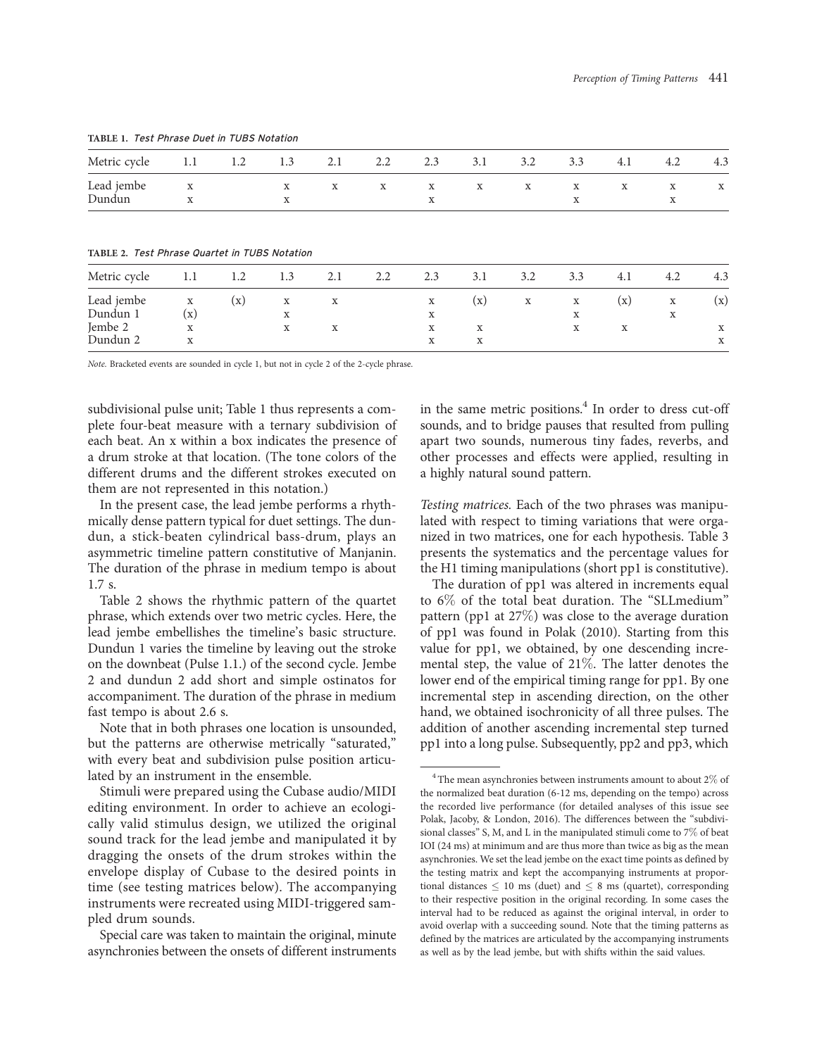**TABLE 1.** *Test Phrase Duet in TUBS Notation*

| Metric cycle | 1.1 | 1.2 | 1.3 | 2.1 | 2.2 | 2.3 | 3.1 | 3.2 | 3.3 | 4.1 | 4.2 | 4.3 |
|---|---|---|---|---|---|---|---|---|---|---|---|---|
| Lead jembe | x | | x | x | x | x | x | x | x | x | x | x |
| Dundun | x | | x | | | x | | | x | | x | |

**TABLE 2.** *Test Phrase Quartet in TUBS Notation*

| Metric cycle | 1.1 | 1.2 | 1.3 | 2.1 | 2.2 | 2.3 | 3.1 | 3.2 | 3.3 | 4.1 | 4.2 | 4.3 |
|---|---|---|---|---|---|---|---|---|---|---|---|---|
| Lead jembe | x | (x) | x | x | | x | (x) | x | x | (x) | x | (x) |
| Dundun 1 | (x) | | x | | | x | | | x | | x | |
| Jembe 2 | x | | x | x | | x | x | | x | x | | x |
| Dundun 2 | x | | | | | x | x | | | | | x |

*Note.* Bracketed events are sounded in cycle 1, but not in cycle 2 of the 2-cycle phrase.

subdivisional pulse unit; Table 1 thus represents a complete four-beat measure with a ternary subdivision of each beat. An x within a box indicates the presence of a drum stroke at that location. (The tone colors of the different drums and the different strokes executed on them are not represented in this notation.)

In the present case, the lead jembe performs a rhythmically dense pattern typical for duet settings. The dundun, a stick-beaten cylindrical bass-drum, plays an asymmetric timeline pattern constitutive of Manjanin. The duration of the phrase in medium tempo is about 1.7 s.

Table 2 shows the rhythmic pattern of the quartet phrase, which extends over two metric cycles. Here, the lead jembe embellishes the timeline's basic structure. Dundun 1 varies the timeline by leaving out the stroke on the downbeat (Pulse 1.1.) of the second cycle. Jembe 2 and dundun 2 add short and simple ostinatos for accompaniment. The duration of the phrase in medium fast tempo is about 2.6 s.

Note that in both phrases one location is unsounded, but the patterns are otherwise metrically "saturated," with every beat and subdivision pulse position articulated by an instrument in the ensemble.

Stimuli were prepared using the Cubase audio/MIDI editing environment. In order to achieve an ecologically valid stimulus design, we utilized the original sound track for the lead jembe and manipulated it by dragging the onsets of the drum strokes within the envelope display of Cubase to the desired points in time (see testing matrices below). The accompanying instruments were recreated using MIDI-triggered sampled drum sounds.

Special care was taken to maintain the original, minute asynchronies between the onsets of different instruments in the same metric positions.[4] In order to dress cut-off sounds, and to bridge pauses that resulted from pulling apart two sounds, numerous tiny fades, reverbs, and other processes and effects were applied, resulting in a highly natural sound pattern.

*Testing matrices.* Each of the two phrases was manipulated with respect to timing variations that were organized in two matrices, one for each hypothesis. Table 3 presents the systematics and the percentage values for the H1 timing manipulations (short pp1 is constitutive).

The duration of pp1 was altered in increments equal to 6% of the total beat duration. The "SLLmedium" pattern (pp1 at 27%) was close to the average duration of pp1 was found in Polak (2010). Starting from this value for pp1, we obtained, by one descending incremental step, the value of 21%. The latter denotes the lower end of the empirical timing range for pp1. By one incremental step in ascending direction, on the other hand, we obtained isochronicity of all three pulses. The addition of another ascending incremental step turned pp1 into a long pulse. Subsequently, pp2 and pp3, which

[4] The mean asynchronies between instruments amount to about 2% of the normalized beat duration (6-12 ms, depending on the tempo) across the recorded live performance (for detailed analyses of this issue see Polak, Jacoby, & London, 2016). The differences between the "subdivisional classes" S, M, and L in the manipulated stimuli come to 7% of beat IOI (24 ms) at minimum and are thus more than twice as big as the mean asynchronies. We set the lead jembe on the exact time points as defined by the testing matrix and kept the accompanying instruments at proportional distances ≤ 10 ms (duet) and ≤ 8 ms (quartet), corresponding to their respective position in the original recording. In some cases the interval had to be reduced as against the original interval, in order to avoid overlap with a succeeding sound. Note that the timing patterns as defined by the matrices are articulated by the accompanying instruments as well as by the lead jembe, but with shifts within the said values.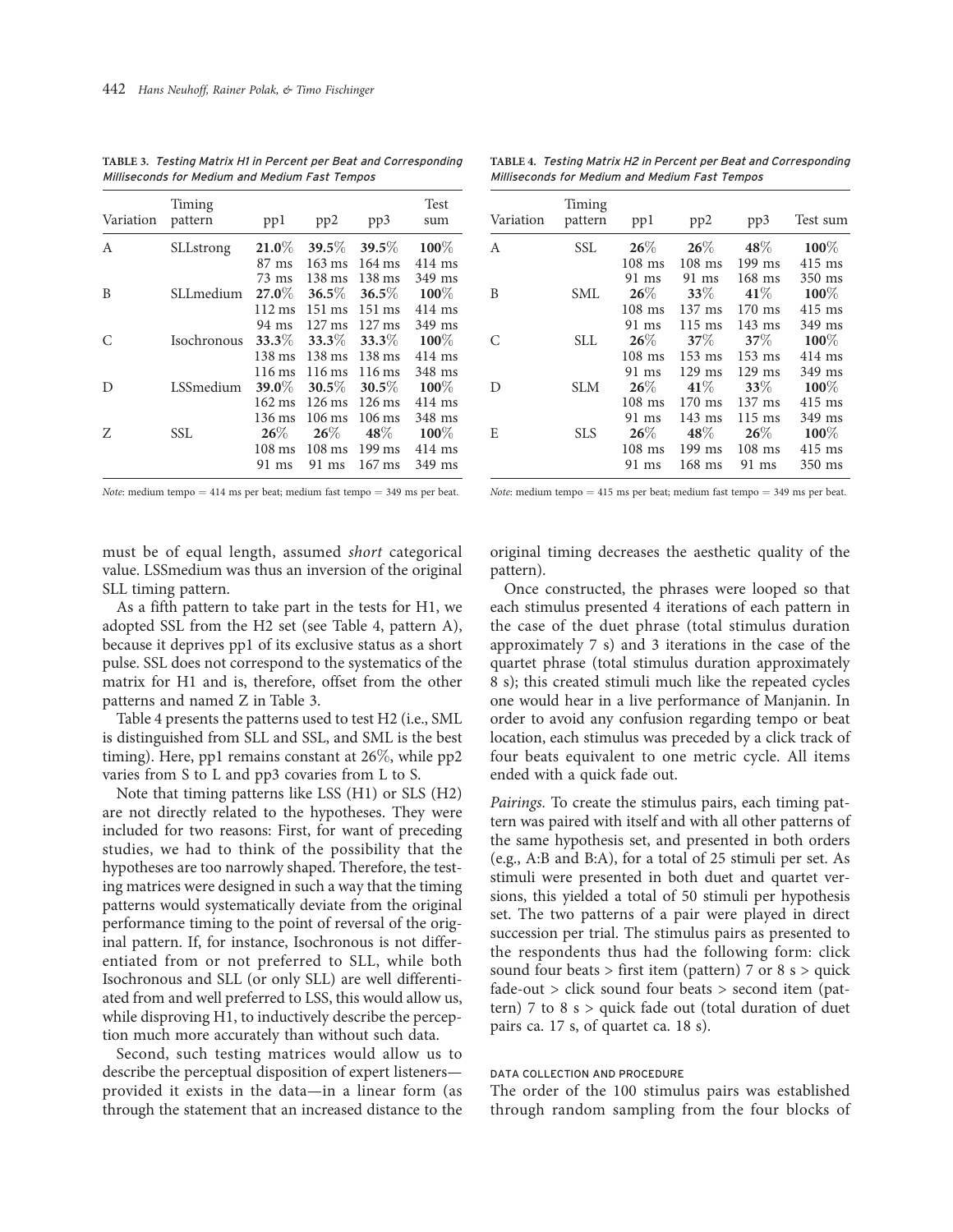**TABLE 3.** *Testing Matrix H1 in Percent per Beat and Corresponding Milliseconds for Medium and Medium Fast Tempos*

| Variation | Timing pattern | pp1 | pp2 | pp3 | Test sum |
|---|---|---|---|---|---|
| A | SLLstrong | **21.0%** | **39.5%** | **39.5%** | **100%** |
| | | 87 ms | 163 ms | 164 ms | 414 ms |
| | | 73 ms | 138 ms | 138 ms | 349 ms |
| B | SLLmedium | **27.0%** | **36.5%** | **36.5%** | **100%** |
| | | 112 ms | 151 ms | 151 ms | 414 ms |
| | | 94 ms | 127 ms | 127 ms | 349 ms |
| C | Isochronous | **33.3%** | **33.3%** | **33.3%** | **100%** |
| | | 138 ms | 138 ms | 138 ms | 414 ms |
| | | 116 ms | 116 ms | 116 ms | 348 ms |
| D | LSSmedium | **39.0%** | **30.5%** | **30.5%** | **100%** |
| | | 162 ms | 126 ms | 126 ms | 414 ms |
| | | 136 ms | 106 ms | 106 ms | 348 ms |
| Z | SSL | **26%** | **26%** | **48%** | **100%** |
| | | 108 ms | 108 ms | 199 ms | 414 ms |
| | | 91 ms | 91 ms | 167 ms | 349 ms |

*Note*: medium tempo = 414 ms per beat; medium fast tempo = 349 ms per beat.

**TABLE 4.** *Testing Matrix H2 in Percent per Beat and Corresponding Milliseconds for Medium and Medium Fast Tempos*

| Variation | Timing pattern | pp1 | pp2 | pp3 | Test sum |
|---|---|---|---|---|---|
| A | SSL | **26%** | **26%** | **48%** | **100%** |
| | | 108 ms | 108 ms | 199 ms | 415 ms |
| | | 91 ms | 91 ms | 168 ms | 350 ms |
| B | SML | **26%** | **33%** | **41%** | **100%** |
| | | 108 ms | 137 ms | 170 ms | 415 ms |
| | | 91 ms | 115 ms | 143 ms | 349 ms |
| C | SLL | **26%** | **37%** | **37%** | **100%** |
| | | 108 ms | 153 ms | 153 ms | 414 ms |
| | | 91 ms | 129 ms | 129 ms | 349 ms |
| D | SLM | **26%** | **41%** | **33%** | **100%** |
| | | 108 ms | 170 ms | 137 ms | 415 ms |
| | | 91 ms | 143 ms | 115 ms | 349 ms |
| E | SLS | **26%** | **48%** | **26%** | **100%** |
| | | 108 ms | 199 ms | 108 ms | 415 ms |
| | | 91 ms | 168 ms | 91 ms | 350 ms |

*Note*: medium tempo = 415 ms per beat; medium fast tempo = 349 ms per beat.

must be of equal length, assumed *short* categorical value. LSSmedium was thus an inversion of the original SLL timing pattern.

As a fifth pattern to take part in the tests for H1, we adopted SSL from the H2 set (see Table 4, pattern A), because it deprives pp1 of its exclusive status as a short pulse. SSL does not correspond to the systematics of the matrix for H1 and is, therefore, offset from the other patterns and named Z in Table 3.

Table 4 presents the patterns used to test H2 (i.e., SML is distinguished from SLL and SSL, and SML is the best timing). Here, pp1 remains constant at 26%, while pp2 varies from S to L and pp3 covaries from L to S.

Note that timing patterns like LSS (H1) or SLS (H2) are not directly related to the hypotheses. They were included for two reasons: First, for want of preceding studies, we had to think of the possibility that the hypotheses are too narrowly shaped. Therefore, the testing matrices were designed in such a way that the timing patterns would systematically deviate from the original performance timing to the point of reversal of the original pattern. If, for instance, Isochronous is not differentiated from or not preferred to SLL, while both Isochronous and SLL (or only SLL) are well differentiated from and well preferred to LSS, this would allow us, while disproving H1, to inductively describe the perception much more accurately than without such data.

Second, such testing matrices would allow us to describe the perceptual disposition of expert listeners—provided it exists in the data—in a linear form (as through the statement that an increased distance to the original timing decreases the aesthetic quality of the pattern).

Once constructed, the phrases were looped so that each stimulus presented 4 iterations of each pattern in the case of the duet phrase (total stimulus duration approximately 7 s) and 3 iterations in the case of the quartet phrase (total stimulus duration approximately 8 s); this created stimuli much like the repeated cycles one would hear in a live performance of Manjanin. In order to avoid any confusion regarding tempo or beat location, each stimulus was preceded by a click track of four beats equivalent to one metric cycle. All items ended with a quick fade out.

*Pairings.* To create the stimulus pairs, each timing pattern was paired with itself and with all other patterns of the same hypothesis set, and presented in both orders (e.g., A:B and B:A), for a total of 25 stimuli per set. As stimuli were presented in both duet and quartet versions, this yielded a total of 50 stimuli per hypothesis set. The two patterns of a pair were played in direct succession per trial. The stimulus pairs as presented to the respondents thus had the following form: click sound four beats > first item (pattern) 7 or 8 s > quick fade-out > click sound four beats > second item (pattern) 7 to 8 s > quick fade out (total duration of duet pairs ca. 17 s, of quartet ca. 18 s).

### DATA COLLECTION AND PROCEDURE

The order of the 100 stimulus pairs was established through random sampling from the four blocks of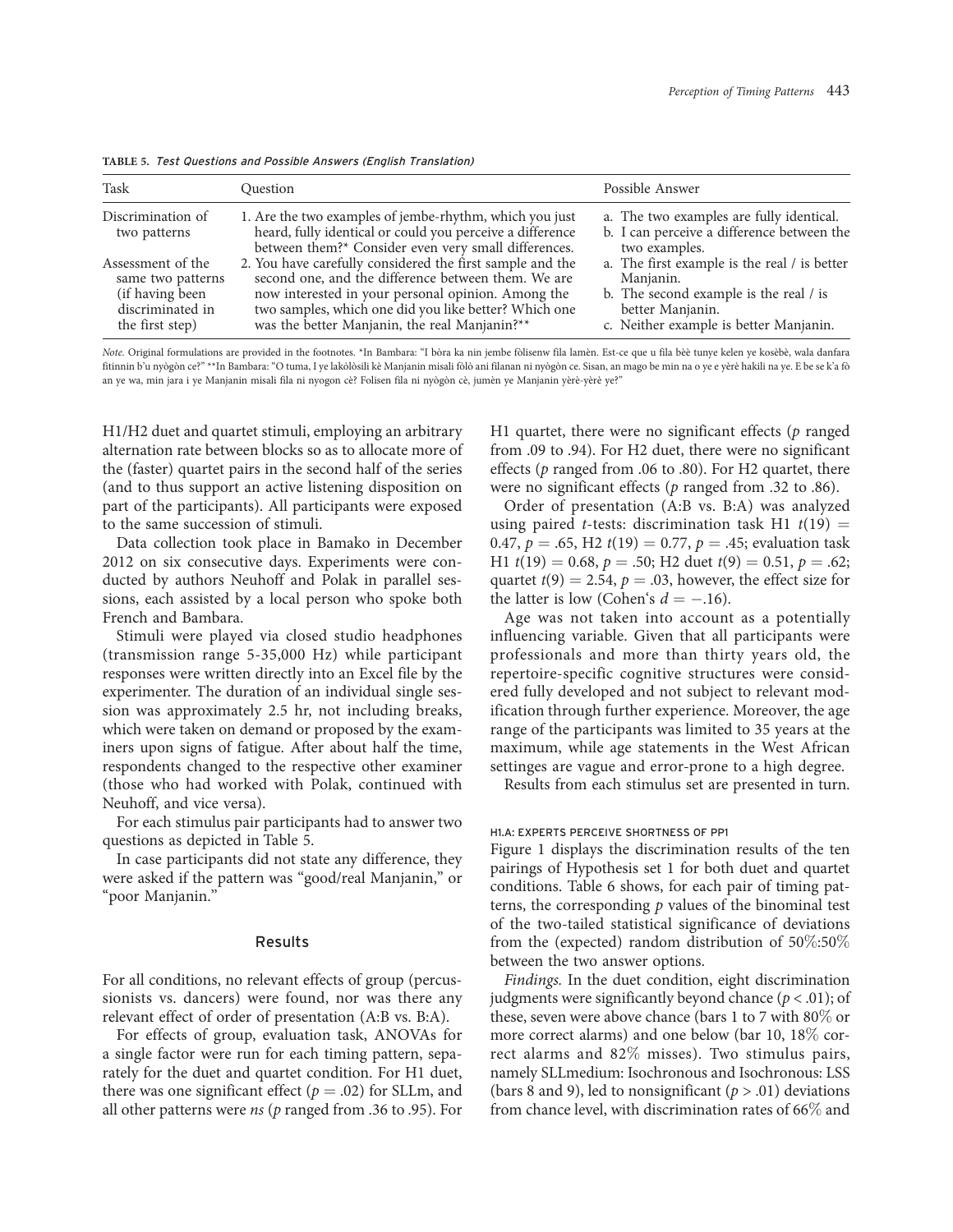**TABLE 5.** *Test Questions and Possible Answers (English Translation)*

| Task | Question | Possible Answer |
|---|---|---|
| Discrimination of two patterns | 1. Are the two examples of jembe-rhythm, which you just heard, fully identical or could you perceive a difference between them?* Consider even very small differences. | a. The two examples are fully identical.<br>b. I can perceive a difference between the two examples. |
| Assessment of the same two patterns (if having been discriminated in the first step) | 2. You have carefully considered the first sample and the second one, and the difference between them. We are now interested in your personal opinion. Among the two samples, which one did you like better? Which one was the better Manjanin, the real Manjanin?** | a. The first example is the real / is better Manjanin.<br>b. The second example is the real / is better Manjanin.<br>c. Neither example is better Manjanin. |

*Note.* Original formulations are provided in the footnotes. *In Bambara: "I bòra ka nin jembe fòlisenw fila lamèn. Est-ce que u fila bèè tunye kelen ye kosèbè, wala danfara fitinnin b'u nyògòn ce?" **In Bambara: "O tuma, I ye lakòlòsili kè Manjanin misali fòlò ani filanan ni nyògòn ce. Sisan, an mago be min na o ye e yèrè hakili na ye. E be se k'a fò an ye wa, min jara i ye Manjanin misali fila ni nyogon cè? Folisen fila ni nyògòn cè, jumèn ye Manjanin yèrè-yèrè ye?"

H1/H2 duet and quartet stimuli, employing an arbitrary alternation rate between blocks so as to allocate more of the (faster) quartet pairs in the second half of the series (and to thus support an active listening disposition on part of the participants). All participants were exposed to the same succession of stimuli.

Data collection took place in Bamako in December 2012 on six consecutive days. Experiments were conducted by authors Neuhoff and Polak in parallel sessions, each assisted by a local person who spoke both French and Bambara.

Stimuli were played via closed studio headphones (transmission range 5-35,000 Hz) while participant responses were written directly into an Excel file by the experimenter. The duration of an individual single session was approximately 2.5 hr, not including breaks, which were taken on demand or proposed by the examiners upon signs of fatigue. After about half the time, respondents changed to the respective other examiner (those who had worked with Polak, continued with Neuhoff, and vice versa).

For each stimulus pair participants had to answer two questions as depicted in Table 5.

In case participants did not state any difference, they were asked if the pattern was "good/real Manjanin," or "poor Manjanin."

## Results

For all conditions, no relevant effects of group (percussionists vs. dancers) were found, nor was there any relevant effect of order of presentation (A:B vs. B:A).

For effects of group, evaluation task, ANOVAs for a single factor were run for each timing pattern, separately for the duet and quartet condition. For H1 duet, there was one significant effect ($p = .02$) for SLLm, and all other patterns were *ns* ($p$ ranged from .36 to .95). For H1 quartet, there were no significant effects ($p$ ranged from .09 to .94). For H2 duet, there were no significant effects ($p$ ranged from .06 to .80). For H2 quartet, there were no significant effects ($p$ ranged from .32 to .86).

Order of presentation (A:B vs. B:A) was analyzed using paired $t$-tests: discrimination task H1 $t(19) = 0.47$, $p = .65$, H2 $t(19) = 0.77$, $p = .45$; evaluation task H1 $t(19) = 0.68$, $p = .50$; H2 duet $t(9) = 0.51$, $p = .62$; quartet $t(9) = 2.54$, $p = .03$, however, the effect size for the latter is low (Cohen's $d = -.16$).

Age was not taken into account as a potentially influencing variable. Given that all participants were professionals and more than thirty years old, the repertoire-specific cognitive structures were considered fully developed and not subject to relevant modification through further experience. Moreover, the age range of the participants was limited to 35 years at the maximum, while age statements in the West African settinges are vague and error-prone to a high degree.

Results from each stimulus set are presented in turn.

### H1.A: EXPERTS PERCEIVE SHORTNESS OF PP1

Figure 1 displays the discrimination results of the ten pairings of Hypothesis set 1 for both duet and quartet conditions. Table 6 shows, for each pair of timing patterns, the corresponding $p$ values of the binominal test of the two-tailed statistical significance of deviations from the (expected) random distribution of 50%:50% between the two answer options.

*Findings.* In the duet condition, eight discrimination judgments were significantly beyond chance ($p < .01$); of these, seven were above chance (bars 1 to 7 with 80% or more correct alarms) and one below (bar 10, 18% correct alarms and 82% misses). Two stimulus pairs, namely SLLmedium: Isochronous and Isochronous: LSS (bars 8 and 9), led to nonsignificant ($p > .01$) deviations from chance level, with discrimination rates of 66% and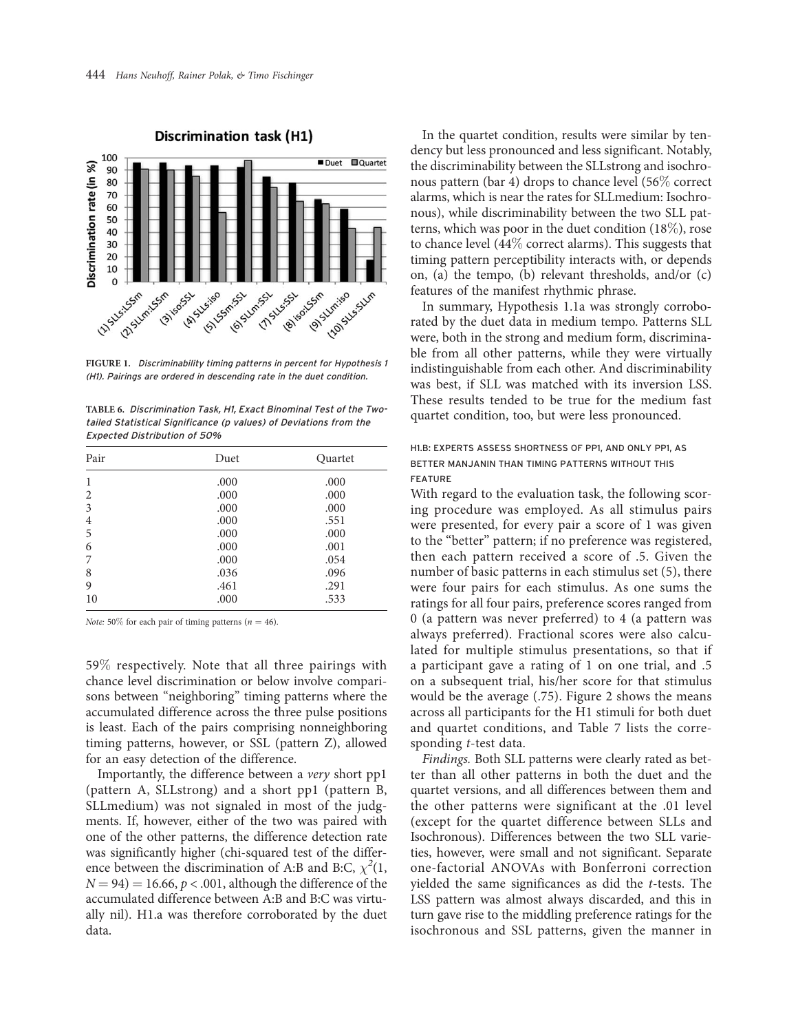FIGURE 1. *Discriminability timing patterns in percent for Hypothesis 1 (H1). Pairings are ordered in descending rate in the duet condition.*

TABLE 6. *Discrimination Task, H1, Exact Binominal Test of the Two-tailed Statistical Significance (p values) of Deviations from the Expected Distribution of 50%*

| Pair | Duet | Quartet |
|---|---|---|
| 1 | .000 | .000 |
| 2 | .000 | .000 |
| 3 | .000 | .000 |
| 4 | .000 | .551 |
| 5 | .000 | .000 |
| 6 | .000 | .001 |
| 7 | .000 | .054 |
| 8 | .036 | .096 |
| 9 | .461 | .291 |
| 10 | .000 | .533 |

*Note:* 50% for each pair of timing patterns ($n = 46$).

59% respectively. Note that all three pairings with chance level discrimination or below involve comparisons between "neighboring" timing patterns where the accumulated difference across the three pulse positions is least. Each of the pairs comprising nonneighboring timing patterns, however, or SSL (pattern Z), allowed for an easy detection of the difference.

Importantly, the difference between a *very* short pp1 (pattern A, SLLstrong) and a short pp1 (pattern B, SLLmedium) was not signaled in most of the judgments. If, however, either of the two was paired with one of the other patterns, the difference detection rate was significantly higher (chi-squared test of the difference between the discrimination of A:B and B:C, $\chi^2(1, N = 94) = 16.66$, $p < .001$, although the difference of the accumulated difference between A:B and B:C was virtually nil). H1.a was therefore corroborated by the duet data.

In the quartet condition, results were similar by tendency but less pronounced and less significant. Notably, the discriminability between the SLLstrong and isochronous pattern (bar 4) drops to chance level (56% correct alarms, which is near the rates for SLLmedium: Isochronous), while discriminability between the two SLL patterns, which was poor in the duet condition (18%), rose to chance level (44% correct alarms). This suggests that timing pattern perceptibility interacts with, or depends on, (a) the tempo, (b) relevant thresholds, and/or (c) features of the manifest rhythmic phrase.

In summary, Hypothesis 1.1a was strongly corroborated by the duet data in medium tempo. Patterns SLL were, both in the strong and medium form, discriminable from all other patterns, while they were virtually indistinguishable from each other. And discriminability was best, if SLL was matched with its inversion LSS. These results tended to be true for the medium fast quartet condition, too, but were less pronounced.

### H1.B: EXPERTS ASSESS SHORTNESS OF PP1, AND ONLY PP1, AS BETTER MANJANIN THAN TIMING PATTERNS WITHOUT THIS FEATURE

With regard to the evaluation task, the following scoring procedure was employed. As all stimulus pairs were presented, for every pair a score of 1 was given to the "better" pattern; if no preference was registered, then each pattern received a score of .5. Given the number of basic patterns in each stimulus set (5), there were four pairs for each stimulus. As one sums the ratings for all four pairs, preference scores ranged from 0 (a pattern was never preferred) to 4 (a pattern was always preferred). Fractional scores were also calculated for multiple stimulus presentations, so that if a participant gave a rating of 1 on one trial, and .5 on a subsequent trial, his/her score for that stimulus would be the average (.75). Figure 2 shows the means across all participants for the H1 stimuli for both duet and quartet conditions, and Table 7 lists the corresponding *t*-test data.

*Findings.* Both SLL patterns were clearly rated as better than all other patterns in both the duet and the quartet versions, and all differences between them and the other patterns were significant at the .01 level (except for the quartet difference between SLLs and Isochronous). Differences between the two SLL varieties, however, were small and not significant. Separate one-factorial ANOVAs with Bonferroni correction yielded the same significances as did the *t*-tests. The LSS pattern was almost always discarded, and this in turn gave rise to the middling preference ratings for the isochronous and SSL patterns, given the manner in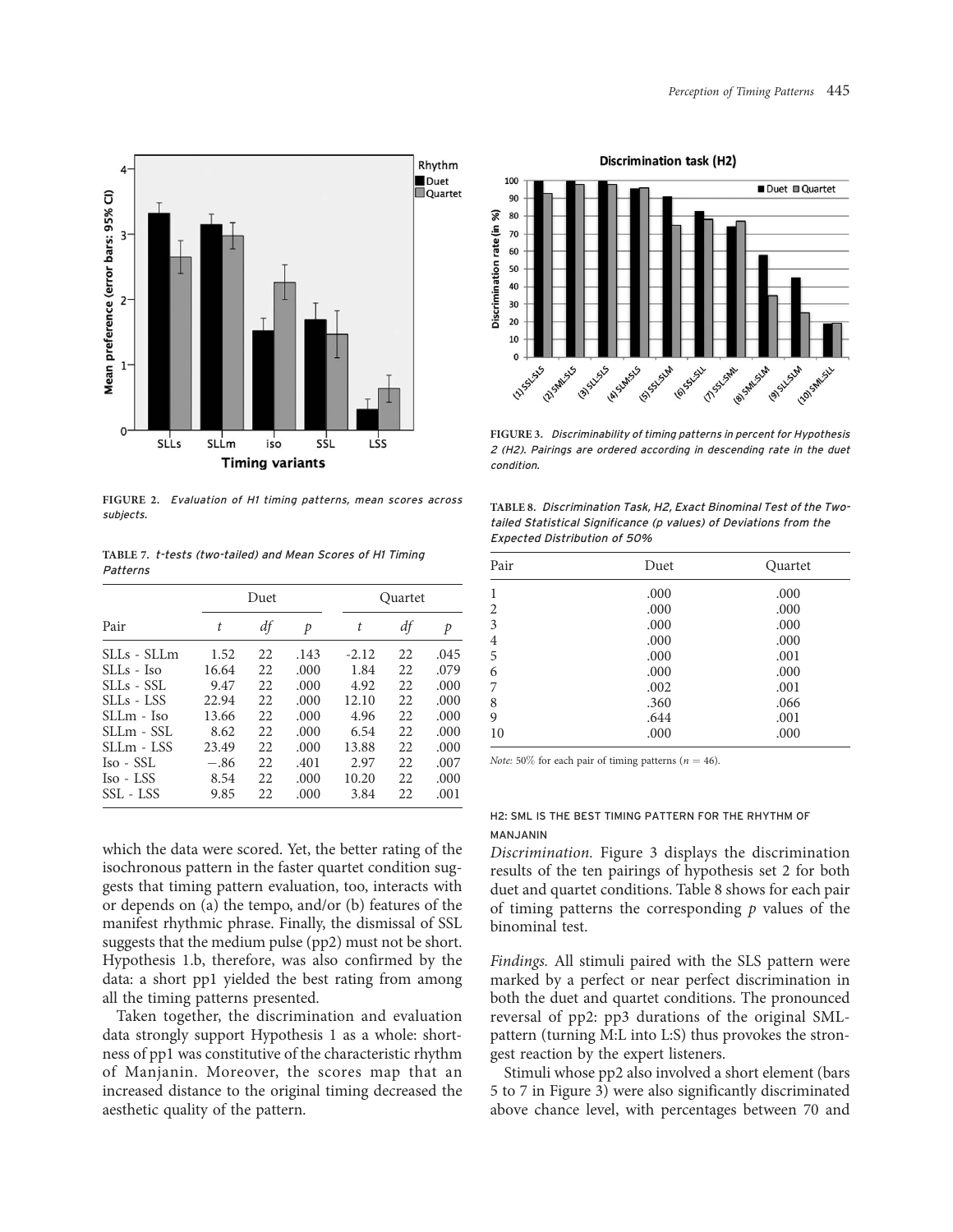FIGURE 2. *Evaluation of H1 timing patterns, mean scores across subjects.*

**TABLE 7.** *t-tests (two-tailed) and Mean Scores of H1 Timing Patterns*

| Pair | Duet | | | Quartet | | |
|---|---|---|---|---|---|---|
| | *t* | *df* | *p* | *t* | *df* | *p* |
| SLLs - SLLm | 1.52 | 22 | .143 | -2.12 | 22 | .045 |
| SLLs - Iso | 16.64 | 22 | .000 | 1.84 | 22 | .079 |
| SLLs - SSL | 9.47 | 22 | .000 | 4.92 | 22 | .000 |
| SLLs - LSS | 22.94 | 22 | .000 | 12.10 | 22 | .000 |
| SLLm - Iso | 13.66 | 22 | .000 | 4.96 | 22 | .000 |
| SLLm - SSL | 8.62 | 22 | .000 | 6.54 | 22 | .000 |
| SLLm - LSS | 23.49 | 22 | .000 | 13.88 | 22 | .000 |
| Iso - SSL | −.86 | 22 | .401 | 2.97 | 22 | .007 |
| Iso - LSS | 8.54 | 22 | .000 | 10.20 | 22 | .000 |
| SSL - LSS | 9.85 | 22 | .000 | 3.84 | 22 | .001 |

which the data were scored. Yet, the better rating of the isochronous pattern in the faster quartet condition suggests that timing pattern evaluation, too, interacts with or depends on (a) the tempo, and/or (b) features of the manifest rhythmic phrase. Finally, the dismissal of SSL suggests that the medium pulse (pp2) must not be short. Hypothesis 1.b, therefore, was also confirmed by the data: a short pp1 yielded the best rating from among all the timing patterns presented.

Taken together, the discrimination and evaluation data strongly support Hypothesis 1 as a whole: shortness of pp1 was constitutive of the characteristic rhythm of Manjanin. Moreover, the scores map that an increased distance to the original timing decreased the aesthetic quality of the pattern.

FIGURE 3. *Discriminability of timing patterns in percent for Hypothesis 2 (H2). Pairings are ordered according in descending rate in the duet condition.*

**TABLE 8.** *Discrimination Task, H2, Exact Binominal Test of the Two-tailed Statistical Significance (p values) of Deviations from the Expected Distribution of 50%*

| Pair | Duet | Quartet |
|---|---|---|
| 1 | .000 | .000 |
| 2 | .000 | .000 |
| 3 | .000 | .000 |
| 4 | .000 | .000 |
| 5 | .000 | .001 |
| 6 | .000 | .000 |
| 7 | .002 | .001 |
| 8 | .360 | .066 |
| 9 | .644 | .001 |
| 10 | .000 | .000 |

*Note:* 50% for each pair of timing patterns ($n = 46$).

### H2: SML IS THE BEST TIMING PATTERN FOR THE RHYTHM OF MANJANIN

*Discrimination.* Figure 3 displays the discrimination results of the ten pairings of hypothesis set 2 for both duet and quartet conditions. Table 8 shows for each pair of timing patterns the corresponding *p* values of the binominal test.

*Findings.* All stimuli paired with the SLS pattern were marked by a perfect or near perfect discrimination in both the duet and quartet conditions. The pronounced reversal of pp2: pp3 durations of the original SML-pattern (turning M:L into L:S) thus provokes the strongest reaction by the expert listeners.

Stimuli whose pp2 also involved a short element (bars 5 to 7 in Figure 3) were also significantly discriminated above chance level, with percentages between 70 and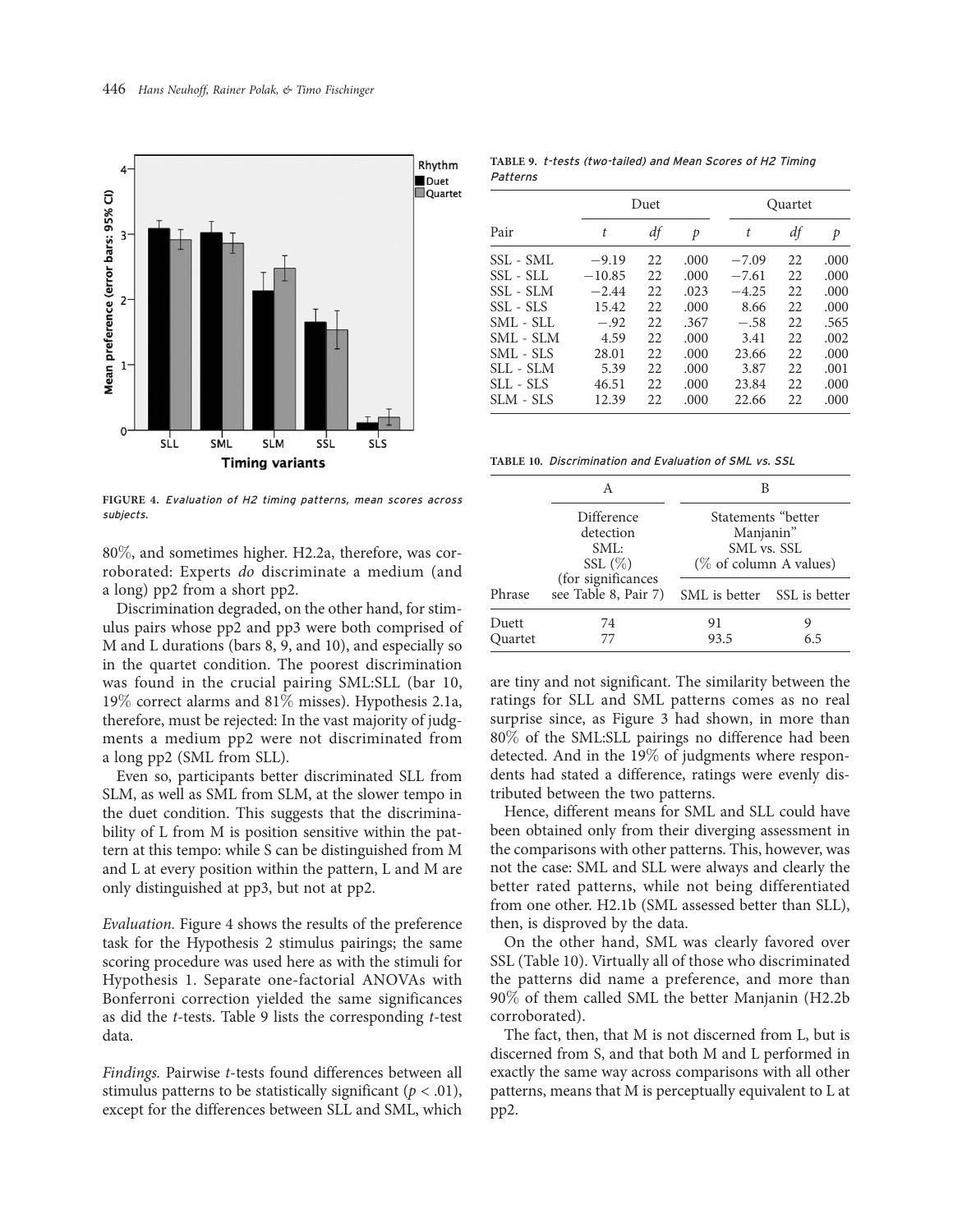FIGURE 4. *Evaluation of H2 timing patterns, mean scores across subjects.*

80%, and sometimes higher. H2.2a, therefore, was corroborated: Experts *do* discriminate a medium (and a long) pp2 from a short pp2.

Discrimination degraded, on the other hand, for stimulus pairs whose pp2 and pp3 were both comprised of M and L durations (bars 8, 9, and 10), and especially so in the quartet condition. The poorest discrimination was found in the crucial pairing SML:SLL (bar 10, 19% correct alarms and 81% misses). Hypothesis 2.1a, therefore, must be rejected: In the vast majority of judgments a medium pp2 were not discriminated from a long pp2 (SML from SLL).

Even so, participants better discriminated SLL from SLM, as well as SML from SLM, at the slower tempo in the duet condition. This suggests that the discriminability of L from M is position sensitive within the pattern at this tempo: while S can be distinguished from M and L at every position within the pattern, L and M are only distinguished at pp3, but not at pp2.

*Evaluation.* Figure 4 shows the results of the preference task for the Hypothesis 2 stimulus pairings; the same scoring procedure was used here as with the stimuli for Hypothesis 1. Separate one-factorial ANOVAs with Bonferroni correction yielded the same significances as did the *t*-tests. Table 9 lists the corresponding *t*-test data.

*Findings.* Pairwise *t*-tests found differences between all stimulus patterns to be statistically significant ($p < .01$), except for the differences between SLL and SML, which are tiny and not significant. The similarity between the ratings for SLL and SML patterns comes as no real surprise since, as Figure 3 had shown, in more than 80% of the SML:SLL pairings no difference had been detected. And in the 19% of judgments where respondents had stated a difference, ratings were evenly distributed between the two patterns.

Hence, different means for SML and SLL could have been obtained only from their diverging assessment in the comparisons with other patterns. This, however, was not the case: SML and SLL were always and clearly the better rated patterns, while not being differentiated from one other. H2.1b (SML assessed better than SLL), then, is disproved by the data.

On the other hand, SML was clearly favored over SSL (Table 10). Virtually all of those who discriminated the patterns did name a preference, and more than 90% of them called SML the better Manjanin (H2.2b corroborated).

The fact, then, that M is not discerned from L, but is discerned from S, and that both M and L performed in exactly the same way across comparisons with all other patterns, means that M is perceptually equivalent to L at pp2.

TABLE 9. *t-tests (two-tailed) and Mean Scores of H2 Timing Patterns*

| | Duet | | | Quartet | | |
|---|---|---|---|---|---|---|
| Pair | *t* | *df* | *p* | *t* | *df* | *p* |
| SSL - SML | −9.19 | 22 | .000 | −7.09 | 22 | .000 |
| SSL - SLL | −10.85 | 22 | .000 | −7.61 | 22 | .000 |
| SSL - SLM | −2.44 | 22 | .023 | −4.25 | 22 | .000 |
| SSL - SLS | 15.42 | 22 | .000 | 8.66 | 22 | .000 |
| SML - SLL | −.92 | 22 | .367 | −.58 | 22 | .565 |
| SML - SLM | 4.59 | 22 | .000 | 3.41 | 22 | .002 |
| SML - SLS | 28.01 | 22 | .000 | 23.66 | 22 | .000 |
| SLL - SLM | 5.39 | 22 | .000 | 3.87 | 22 | .001 |
| SLL - SLS | 46.51 | 22 | .000 | 23.84 | 22 | .000 |
| SLM - SLS | 12.39 | 22 | .000 | 22.66 | 22 | .000 |

TABLE 10. *Discrimination and Evaluation of SML vs. SSL*

| | A | B | |
|---|---|---|---|
| | Difference detection SML: SSL (%) | Statements "better Manjanin" SML vs. SSL (% of column A values) | |
| Phrase | (for significances see Table 8, Pair 7) | SML is better | SSL is better |
| Duett | 74 | 91 | 9 |
| Quartet | 77 | 93.5 | 6.5 |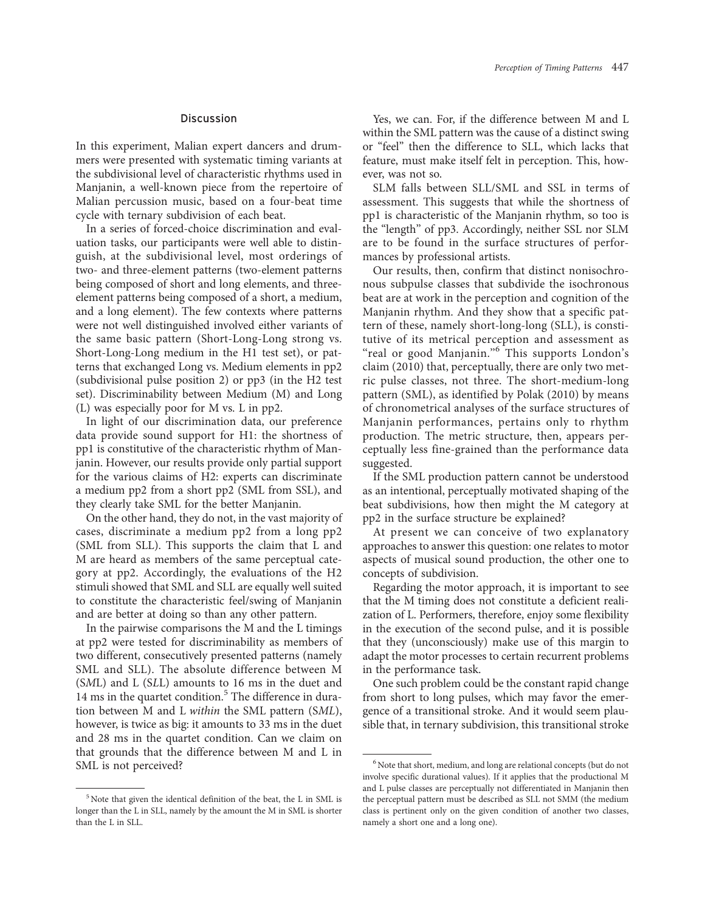## Discussion

In this experiment, Malian expert dancers and drummers were presented with systematic timing variants at the subdivisional level of characteristic rhythms used in Manjanin, a well-known piece from the repertoire of Malian percussion music, based on a four-beat time cycle with ternary subdivision of each beat.

In a series of forced-choice discrimination and evaluation tasks, our participants were well able to distinguish, at the subdivisional level, most orderings of two- and three-element patterns (two-element patterns being composed of short and long elements, and three-element patterns being composed of a short, a medium, and a long element). The few contexts where patterns were not well distinguished involved either variants of the same basic pattern (Short-Long-Long strong vs. Short-Long-Long medium in the H1 test set), or patterns that exchanged Long vs. Medium elements in pp2 (subdivisional pulse position 2) or pp3 (in the H2 test set). Discriminability between Medium (M) and Long (L) was especially poor for M vs. L in pp2.

In light of our discrimination data, our preference data provide sound support for H1: the shortness of pp1 is constitutive of the characteristic rhythm of Manjanin. However, our results provide only partial support for the various claims of H2: experts can discriminate a medium pp2 from a short pp2 (SML from SSL), and they clearly take SML for the better Manjanin.

On the other hand, they do not, in the vast majority of cases, discriminate a medium pp2 from a long pp2 (SML from SLL). This supports the claim that L and M are heard as members of the same perceptual category at pp2. Accordingly, the evaluations of the H2 stimuli showed that SML and SLL are equally well suited to constitute the characteristic feel/swing of Manjanin and are better at doing so than any other pattern.

In the pairwise comparisons the M and the L timings at pp2 were tested for discriminability as members of two different, consecutively presented patterns (namely SML and SLL). The absolute difference between M (S*M*L) and L (S*L*L) amounts to 16 ms in the duet and 14 ms in the quartet condition.[5] The difference in duration between M and L *within* the SML pattern (S*ML*), however, is twice as big: it amounts to 33 ms in the duet and 28 ms in the quartet condition. Can we claim on that grounds that the difference between M and L in SML is not perceived?

Yes, we can. For, if the difference between M and L within the SML pattern was the cause of a distinct swing or "feel" then the difference to SLL, which lacks that feature, must make itself felt in perception. This, however, was not so.

SLM falls between SLL/SML and SSL in terms of assessment. This suggests that while the shortness of pp1 is characteristic of the Manjanin rhythm, so too is the "length" of pp3. Accordingly, neither SSL nor SLM are to be found in the surface structures of performances by professional artists.

Our results, then, confirm that distinct nonisochronous subpulse classes that subdivide the isochronous beat are at work in the perception and cognition of the Manjanin rhythm. And they show that a specific pattern of these, namely short-long-long (SLL), is constitutive of its metrical perception and assessment as "real or good Manjanin."[6] This supports London's claim (2010) that, perceptually, there are only two metric pulse classes, not three. The short-medium-long pattern (SML), as identified by Polak (2010) by means of chronometrical analyses of the surface structures of Manjanin performances, pertains only to rhythm production. The metric structure, then, appears perceptually less fine-grained than the performance data suggested.

If the SML production pattern cannot be understood as an intentional, perceptually motivated shaping of the beat subdivisions, how then might the M category at pp2 in the surface structure be explained?

At present we can conceive of two explanatory approaches to answer this question: one relates to motor aspects of musical sound production, the other one to concepts of subdivision.

Regarding the motor approach, it is important to see that the M timing does not constitute a deficient realization of L. Performers, therefore, enjoy some flexibility in the execution of the second pulse, and it is possible that they (unconsciously) make use of this margin to adapt the motor processes to certain recurrent problems in the performance task.

One such problem could be the constant rapid change from short to long pulses, which may favor the emergence of a transitional stroke. And it would seem plausible that, in ternary subdivision, this transitional stroke

---

[5] Note that given the identical definition of the beat, the L in SML is longer than the L in SLL, namely by the amount the M in SML is shorter than the L in SLL.

[6] Note that short, medium, and long are relational concepts (but do not involve specific durational values). If it applies that the productional M and L pulse classes are perceptually not differentiated in Manjanin then the perceptual pattern must be described as SLL not SMM (the medium class is pertinent only on the given condition of another two classes, namely a short one and a long one).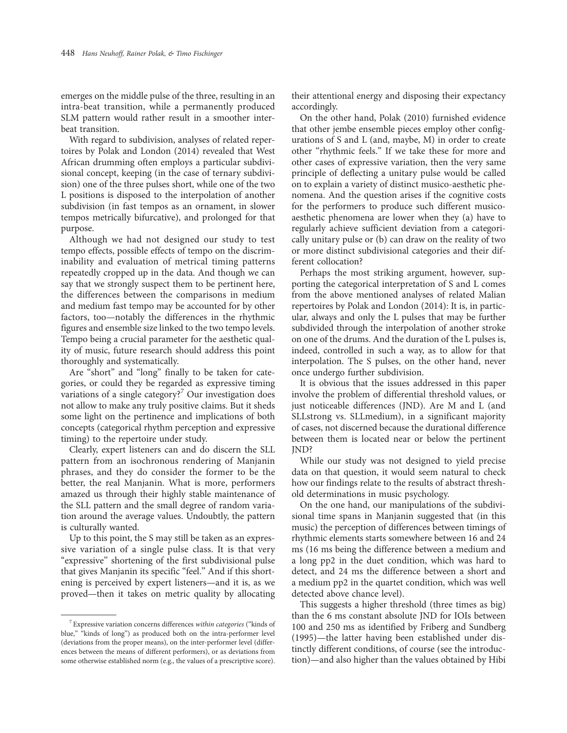emerges on the middle pulse of the three, resulting in an intra-beat transition, while a permanently produced SLM pattern would rather result in a smoother inter-beat transition.

With regard to subdivision, analyses of related repertoires by Polak and London (2014) revealed that West African drumming often employs a particular subdivisional concept, keeping (in the case of ternary subdivision) one of the three pulses short, while one of the two L positions is disposed to the interpolation of another subdivision (in fast tempos as an ornament, in slower tempos metrically bifurcative), and prolonged for that purpose.

Although we had not designed our study to test tempo effects, possible effects of tempo on the discriminability and evaluation of metrical timing patterns repeatedly cropped up in the data. And though we can say that we strongly suspect them to be pertinent here, the differences between the comparisons in medium and medium fast tempo may be accounted for by other factors, too—notably the differences in the rhythmic figures and ensemble size linked to the two tempo levels. Tempo being a crucial parameter for the aesthetic quality of music, future research should address this point thoroughly and systematically.

Are "short" and "long" finally to be taken for categories, or could they be regarded as expressive timing variations of a single category?[7] Our investigation does not allow to make any truly positive claims. But it sheds some light on the pertinence and implications of both concepts (categorical rhythm perception and expressive timing) to the repertoire under study.

Clearly, expert listeners can and do discern the SLL pattern from an isochronous rendering of Manjanin phrases, and they do consider the former to be the better, the real Manjanin. What is more, performers amazed us through their highly stable maintenance of the SLL pattern and the small degree of random variation around the average values. Undoubtly, the pattern is culturally wanted.

Up to this point, the S may still be taken as an expressive variation of a single pulse class. It is that very "expressive" shortening of the first subdivisional pulse that gives Manjanin its specific "feel." And if this shortening is perceived by expert listeners—and it is, as we proved—then it takes on metric quality by allocating their attentional energy and disposing their expectancy accordingly.

On the other hand, Polak (2010) furnished evidence that other jembe ensemble pieces employ other configurations of S and L (and, maybe, M) in order to create other "rhythmic feels." If we take these for more and other cases of expressive variation, then the very same principle of deflecting a unitary pulse would be called on to explain a variety of distinct musico-aesthetic phenomena. And the question arises if the cognitive costs for the performers to produce such different musico-aesthetic phenomena are lower when they (a) have to regularly achieve sufficient deviation from a categorically unitary pulse or (b) can draw on the reality of two or more distinct subdivisional categories and their different collocation?

Perhaps the most striking argument, however, supporting the categorical interpretation of S and L comes from the above mentioned analyses of related Malian repertoires by Polak and London (2014): It is, in particular, always and only the L pulses that may be further subdivided through the interpolation of another stroke on one of the drums. And the duration of the L pulses is, indeed, controlled in such a way, as to allow for that interpolation. The S pulses, on the other hand, never once undergo further subdivision.

It is obvious that the issues addressed in this paper involve the problem of differential threshold values, or just noticeable differences (JND). Are M and L (and SLLstrong vs. SLLmedium), in a significant majority of cases, not discerned because the durational difference between them is located near or below the pertinent JND?

While our study was not designed to yield precise data on that question, it would seem natural to check how our findings relate to the results of abstract threshold determinations in music psychology.

On the one hand, our manipulations of the subdivisional time spans in Manjanin suggested that (in this music) the perception of differences between timings of rhythmic elements starts somewhere between 16 and 24 ms (16 ms being the difference between a medium and a long pp2 in the duet condition, which was hard to detect, and 24 ms the difference between a short and a medium pp2 in the quartet condition, which was well detected above chance level).

This suggests a higher threshold (three times as big) than the 6 ms constant absolute JND for IOIs between 100 and 250 ms as identified by Friberg and Sundberg (1995)—the latter having been established under distinctly different conditions, of course (see the introduction)—and also higher than the values obtained by Hibi

[7] Expressive variation concerns differences *within categories* ("kinds of blue," "kinds of long") as produced both on the intra-performer level (deviations from the proper means), on the inter-performer level (differences between the means of different performers), or as deviations from some otherwise established norm (e.g., the values of a prescriptive score).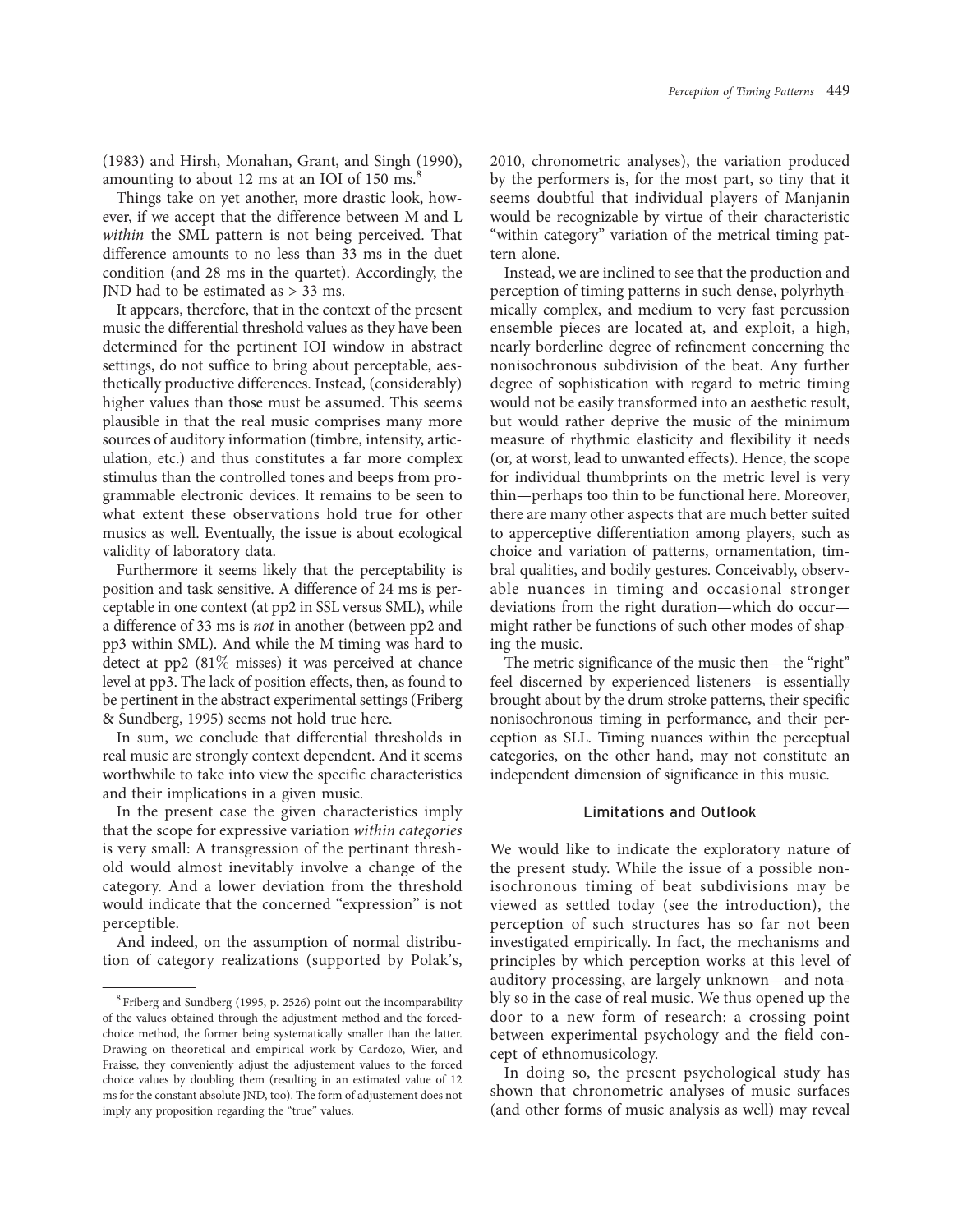(1983) and Hirsh, Monahan, Grant, and Singh (1990), amounting to about 12 ms at an IOI of 150 ms.[8]

Things take on yet another, more drastic look, however, if we accept that the difference between M and L *within* the SML pattern is not being perceived. That difference amounts to no less than 33 ms in the duet condition (and 28 ms in the quartet). Accordingly, the JND had to be estimated as > 33 ms.

It appears, therefore, that in the context of the present music the differential threshold values as they have been determined for the pertinent IOI window in abstract settings, do not suffice to bring about perceptable, aesthetically productive differences. Instead, (considerably) higher values than those must be assumed. This seems plausible in that the real music comprises many more sources of auditory information (timbre, intensity, articulation, etc.) and thus constitutes a far more complex stimulus than the controlled tones and beeps from programmable electronic devices. It remains to be seen to what extent these observations hold true for other musics as well. Eventually, the issue is about ecological validity of laboratory data.

Furthermore it seems likely that the perceptability is position and task sensitive. A difference of 24 ms is perceptable in one context (at pp2 in SSL versus SML), while a difference of 33 ms is *not* in another (between pp2 and pp3 within SML). And while the M timing was hard to detect at pp2 (81% misses) it was perceived at chance level at pp3. The lack of position effects, then, as found to be pertinent in the abstract experimental settings (Friberg & Sundberg, 1995) seems not hold true here.

In sum, we conclude that differential thresholds in real music are strongly context dependent. And it seems worthwhile to take into view the specific characteristics and their implications in a given music.

In the present case the given characteristics imply that the scope for expressive variation *within categories* is very small: A transgression of the pertinant threshold would almost inevitably involve a change of the category. And a lower deviation from the threshold would indicate that the concerned "expression" is not perceptible.

And indeed, on the assumption of normal distribution of category realizations (supported by Polak's, 2010, chronometric analyses), the variation produced by the performers is, for the most part, so tiny that it seems doubtful that individual players of Manjanin would be recognizable by virtue of their characteristic "within category" variation of the metrical timing pattern alone.

Instead, we are inclined to see that the production and perception of timing patterns in such dense, polyrhythmically complex, and medium to very fast percussion ensemble pieces are located at, and exploit, a high, nearly borderline degree of refinement concerning the nonisochronous subdivision of the beat. Any further degree of sophistication with regard to metric timing would not be easily transformed into an aesthetic result, but would rather deprive the music of the minimum measure of rhythmic elasticity and flexibility it needs (or, at worst, lead to unwanted effects). Hence, the scope for individual thumbprints on the metric level is very thin—perhaps too thin to be functional here. Moreover, there are many other aspects that are much better suited to apperceptive differentiation among players, such as choice and variation of patterns, ornamentation, timbral qualities, and bodily gestures. Conceivably, observable nuances in timing and occasional stronger deviations from the right duration—which do occur—might rather be functions of such other modes of shaping the music.

The metric significance of the music then—the "right" feel discerned by experienced listeners—is essentially brought about by the drum stroke patterns, their specific nonisochronous timing in performance, and their perception as SLL. Timing nuances within the perceptual categories, on the other hand, may not constitute an independent dimension of significance in this music.

## Limitations and Outlook

We would like to indicate the exploratory nature of the present study. While the issue of a possible nonisochronous timing of beat subdivisions may be viewed as settled today (see the introduction), the perception of such structures has so far not been investigated empirically. In fact, the mechanisms and principles by which perception works at this level of auditory processing, are largely unknown—and notably so in the case of real music. We thus opened up the door to a new form of research: a crossing point between experimental psychology and the field concept of ethnomusicology.

In doing so, the present psychological study has shown that chronometric analyses of music surfaces (and other forms of music analysis as well) may reveal

[8] Friberg and Sundberg (1995, p. 2526) point out the incomparability of the values obtained through the adjustment method and the forced-choice method, the former being systematically smaller than the latter. Drawing on theoretical and empirical work by Cardozo, Wier, and Fraisse, they conveniently adjust the adjustement values to the forced choice values by doubling them (resulting in an estimated value of 12 ms for the constant absolute JND, too). The form of adjustement does not imply any proposition regarding the "true" values.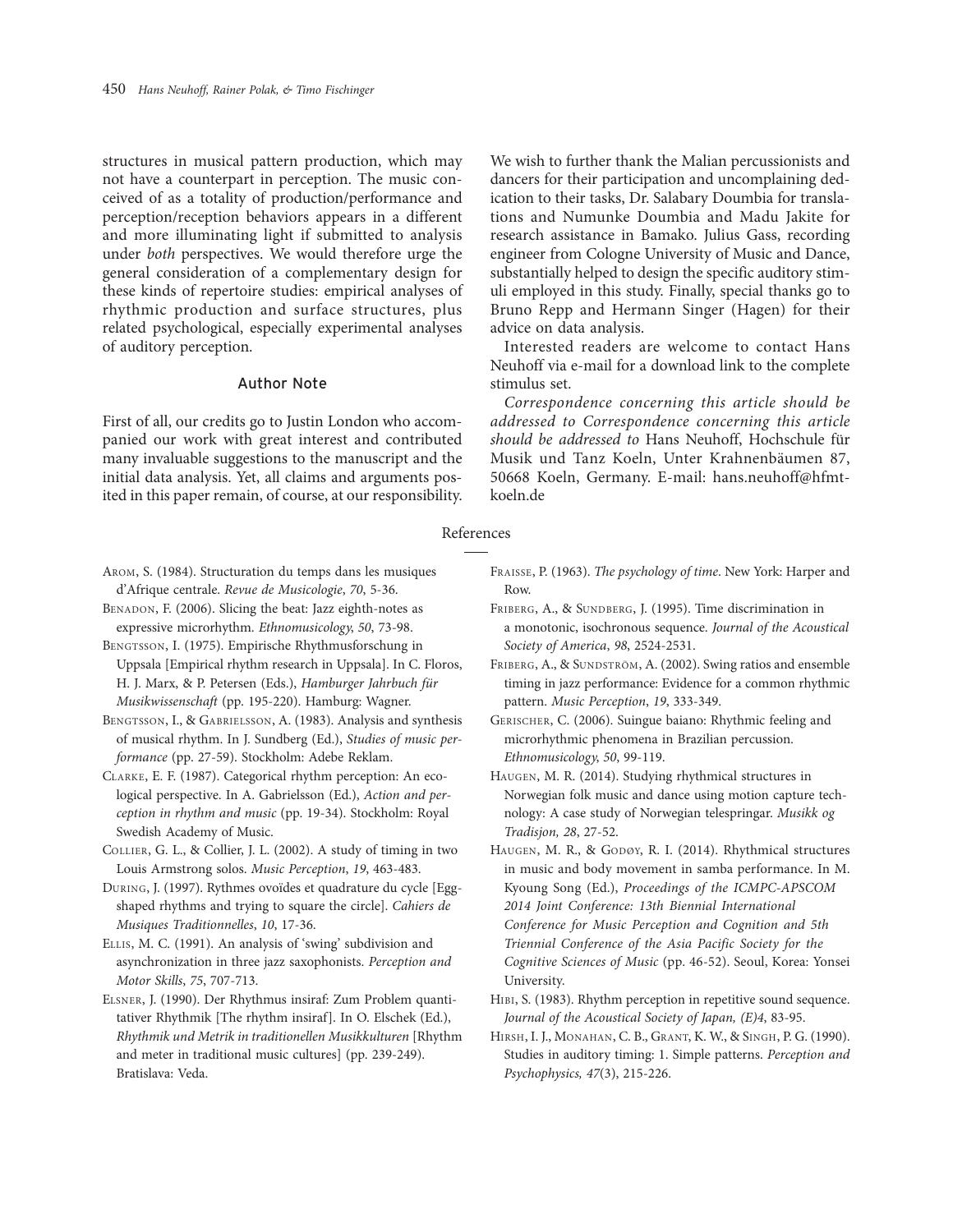structures in musical pattern production, which may not have a counterpart in perception. The music conceived of as a totality of production/performance and perception/reception behaviors appears in a different and more illuminating light if submitted to analysis under *both* perspectives. We would therefore urge the general consideration of a complementary design for these kinds of repertoire studies: empirical analyses of rhythmic production and surface structures, plus related psychological, especially experimental analyses of auditory perception.

## Author Note

First of all, our credits go to Justin London who accompanied our work with great interest and contributed many invaluable suggestions to the manuscript and the initial data analysis. Yet, all claims and arguments posited in this paper remain, of course, at our responsibility. We wish to further thank the Malian percussionists and dancers for their participation and uncomplaining dedication to their tasks, Dr. Salabary Doumbia for translations and Numunke Doumbia and Madu Jakite for research assistance in Bamako. Julius Gass, recording engineer from Cologne University of Music and Dance, substantially helped to design the specific auditory stimuli employed in this study. Finally, special thanks go to Bruno Repp and Hermann Singer (Hagen) for their advice on data analysis.

Interested readers are welcome to contact Hans Neuhoff via e-mail for a download link to the complete stimulus set.

*Correspondence concerning this article should be addressed to Correspondence concerning this article should be addressed to* Hans Neuhoff, Hochschule für Musik und Tanz Koeln, Unter Krahnenbäumen 87, 50668 Koeln, Germany. E-mail: hans.neuhoff@hfmt-koeln.de

## References

Arom, S. (1984). Structuration du temps dans les musiques d'Afrique centrale. *Revue de Musicologie*, *70*, 5-36.

Benadon, F. (2006). Slicing the beat: Jazz eighth-notes as expressive microrhythm. *Ethnomusicology*, *50*, 73-98.

Bengtsson, I. (1975). Empirische Rhythmusforschung in Uppsala [Empirical rhythm research in Uppsala]. In C. Floros, H. J. Marx, & P. Petersen (Eds.), *Hamburger Jahrbuch für Musikwissenschaft* (pp. 195-220). Hamburg: Wagner.

Bengtsson, I., & Gabrielsson, A. (1983). Analysis and synthesis of musical rhythm. In J. Sundberg (Ed.), *Studies of music performance* (pp. 27-59). Stockholm: Adebe Reklam.

Clarke, E. F. (1987). Categorical rhythm perception: An ecological perspective. In A. Gabrielsson (Ed.), *Action and perception in rhythm and music* (pp. 19-34). Stockholm: Royal Swedish Academy of Music.

Collier, G. L., & Collier, J. L. (2002). A study of timing in two Louis Armstrong solos. *Music Perception*, *19*, 463-483.

During, J. (1997). Rythmes ovoïdes et quadrature du cycle [Egg-shaped rhythms and trying to square the circle]. *Cahiers de Musiques Traditionnelles*, *10*, 17-36.

Ellis, M. C. (1991). An analysis of 'swing' subdivision and asynchronization in three jazz saxophonists. *Perception and Motor Skills*, *75*, 707-713.

Elsner, J. (1990). Der Rhythmus insiraf: Zum Problem quantitativer Rhythmik [The rhythm insiraf]. In O. Elschek (Ed.), *Rhythmik und Metrik in traditionellen Musikkulturen* [Rhythm and meter in traditional music cultures] (pp. 239-249). Bratislava: Veda.

Fraisse, P. (1963). *The psychology of time*. New York: Harper and Row.

Friberg, A., & Sundberg, J. (1995). Time discrimination in a monotonic, isochronous sequence. *Journal of the Acoustical Society of America*, *98*, 2524-2531.

Friberg, A., & Sundström, A. (2002). Swing ratios and ensemble timing in jazz performance: Evidence for a common rhythmic pattern. *Music Perception*, *19*, 333-349.

Gerischer, C. (2006). Suingue baiano: Rhythmic feeling and microrhythmic phenomena in Brazilian percussion. *Ethnomusicology*, *50*, 99-119.

Haugen, M. R. (2014). Studying rhythmical structures in Norwegian folk music and dance using motion capture technology: A case study of Norwegian telespringar. *Musikk og Tradisjon, 28*, 27-52.

Haugen, M. R., & Godøy, R. I. (2014). Rhythmical structures in music and body movement in samba performance. In M. Kyoung Song (Ed.), *Proceedings of the ICMPC-APSCOM 2014 Joint Conference: 13th Biennial International Conference for Music Perception and Cognition and 5th Triennial Conference of the Asia Pacific Society for the Cognitive Sciences of Music* (pp. 46-52). Seoul, Korea: Yonsei University.

Hibi, S. (1983). Rhythm perception in repetitive sound sequence. *Journal of the Acoustical Society of Japan, (E)4*, 83-95.

Hirsh, I. J., Monahan, C. B., Grant, K. W., & Singh, P. G. (1990). Studies in auditory timing: 1. Simple patterns. *Perception and Psychophysics, 47*(3), 215-226.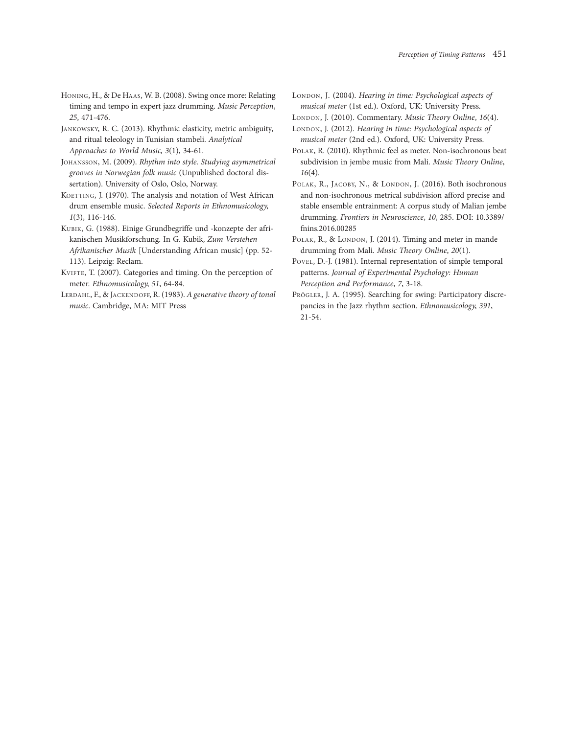Honing, H., & De Haas, W. B. (2008). Swing once more: Relating timing and tempo in expert jazz drumming. *Music Perception*, *25*, 471-476.

Jankowsky, R. C. (2013). Rhythmic elasticity, metric ambiguity, and ritual teleology in Tunisian stambeli. *Analytical Approaches to World Music, 3*(1), 34-61.

Johansson, M. (2009). *Rhythm into style. Studying asymmetrical grooves in Norwegian folk music* (Unpublished doctoral dissertation). University of Oslo, Oslo, Norway.

Koetting, J. (1970). The analysis and notation of West African drum ensemble music. *Selected Reports in Ethnomusicology, 1*(3), 116-146.

Kubik, G. (1988). Einige Grundbegriffe und -konzepte der afrikanischen Musikforschung. In G. Kubik, *Zum Verstehen Afrikanischer Musik* [Understanding African music] (pp. 52-113). Leipzig: Reclam.

Kvifte, T. (2007). Categories and timing. On the perception of meter. *Ethnomusicology*, *51*, 64-84.

Lerdahl, F., & Jackendoff, R. (1983). *A generative theory of tonal music*. Cambridge, MA: MIT Press

London, J. (2004). *Hearing in time: Psychological aspects of musical meter* (1st ed.). Oxford, UK: University Press.

London, J. (2010). Commentary. *Music Theory Online*, *16*(4).

London, J. (2012). *Hearing in time: Psychological aspects of musical meter* (2nd ed.). Oxford, UK: University Press.

Polak, R. (2010). Rhythmic feel as meter. Non-isochronous beat subdivision in jembe music from Mali. *Music Theory Online*, *16*(4).

Polak, R., Jacoby, N., & London, J. (2016). Both isochronous and non-isochronous metrical subdivision afford precise and stable ensemble entrainment: A corpus study of Malian jembe drumming. *Frontiers in Neuroscience*, *10*, 285. DOI: 10.3389/fnins.2016.00285

Polak, R., & London, J. (2014). Timing and meter in mande drumming from Mali. *Music Theory Online*, *20*(1).

Povel, D.-J. (1981). Internal representation of simple temporal patterns. *Journal of Experimental Psychology: Human Perception and Performance*, *7*, 3-18.

Prögler, J. A. (1995). Searching for swing: Participatory discrepancies in the Jazz rhythm section. *Ethnomusicology, 391*, 21-54.